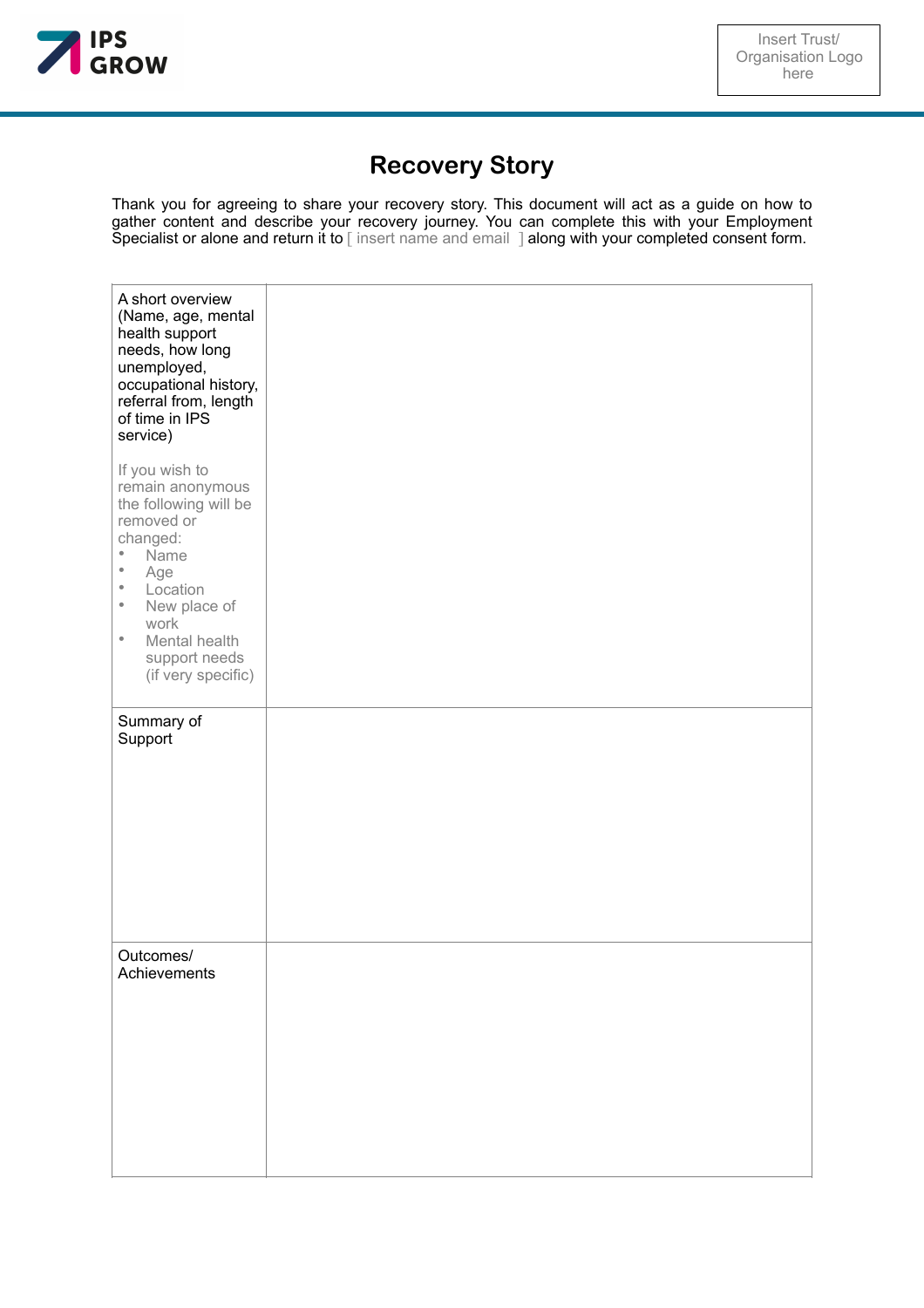IPS GROW

Insert Trust/ Organisation Logo here

# Recovery Story

Thank you for agreeing to share your recovery story. This document will act as a guide on how to gather content and describe your recovery journey. You can complete this with your Employment Specialist or alone and return it to [ insert name and email ] along with your completed consent form.

| | |
|---|---|
| A short overview (Name, age, mental health support needs, how long unemployed, occupational history, referral from, length of time in IPS service)<br><br>If you wish to remain anonymous the following will be removed or changed:<br>• Name<br>• Age<br>• Location<br>• New place of work<br>• Mental health support needs (if very specific) | |
| Summary of Support | |
| Outcomes/ Achievements | |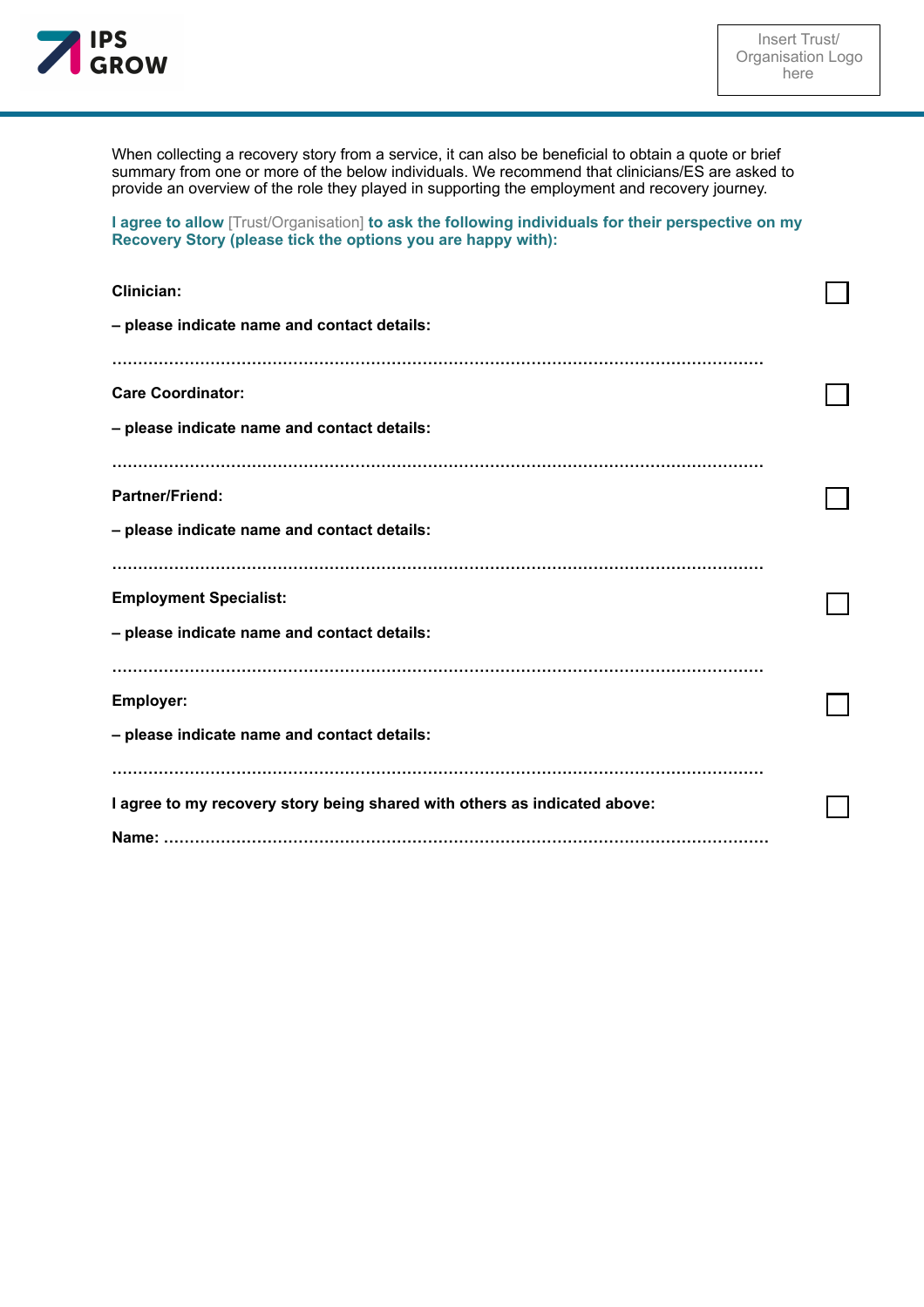When collecting a recovery story from a service, it can also be beneficial to obtain a quote or brief summary from one or more of the below individuals. We recommend that clinicians/ES are asked to provide an overview of the role they played in supporting the employment and recovery journey.

**I agree to allow** [Trust/Organisation] **to ask the following individuals for their perspective on my Recovery Story (please tick the options you are happy with):**

**Clinician:** ☐

**– please indicate name and contact details:**

………………………………………………………………………………………………………………

**Care Coordinator:** ☐

**– please indicate name and contact details:**

………………………………………………………………………………………………………………

**Partner/Friend:** ☐

**– please indicate name and contact details:**

………………………………………………………………………………………………………………

**Employment Specialist:** ☐

**– please indicate name and contact details:**

………………………………………………………………………………………………………………

**Employer:** ☐

**– please indicate name and contact details:**

………………………………………………………………………………………………………………

**I agree to my recovery story being shared with others as indicated above:** ☐

**Name:** ………………………………………………………………………………………………………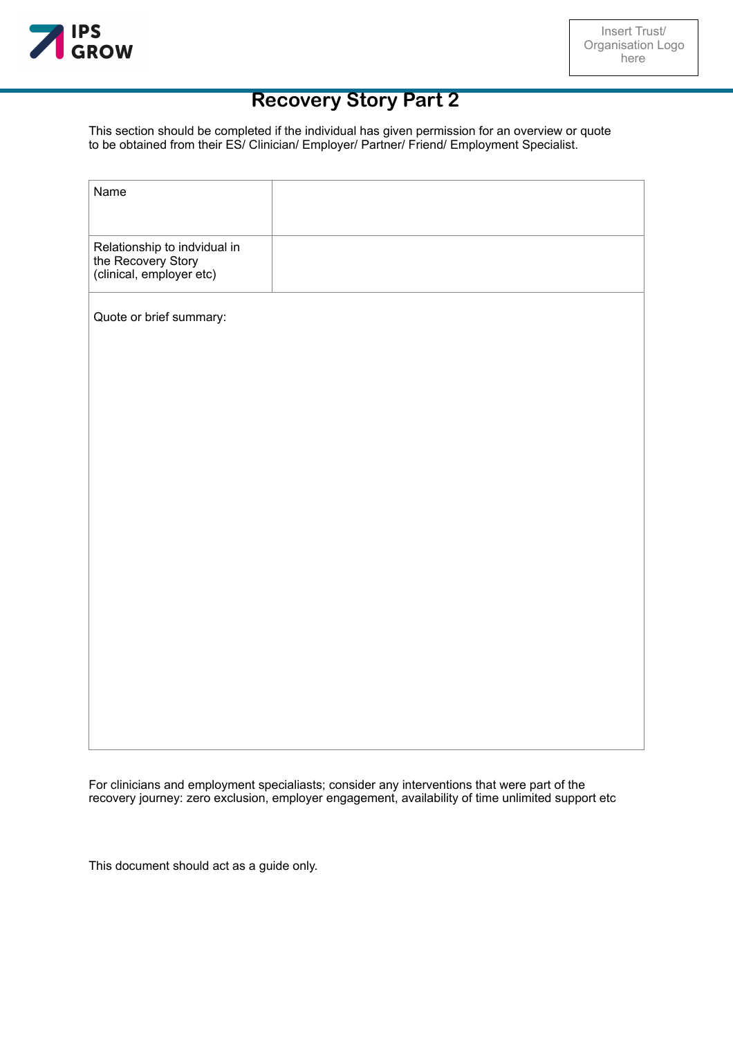IPS GROW

Insert Trust/ Organisation Logo here

# Recovery Story Part 2

This section should be completed if the individual has given permission for an overview or quote to be obtained from their ES/ Clinician/ Employer/ Partner/ Friend/ Employment Specialist.

| | |
|---|---|
| Name | |
| Relationship to indvidual in the Recovery Story (clinical, employer etc) | |
| Quote or brief summary: | |

For clinicians and employment specialiasts; consider any interventions that were part of the recovery journey: zero exclusion, employer engagement, availability of time unlimited support etc

This document should act as a guide only.